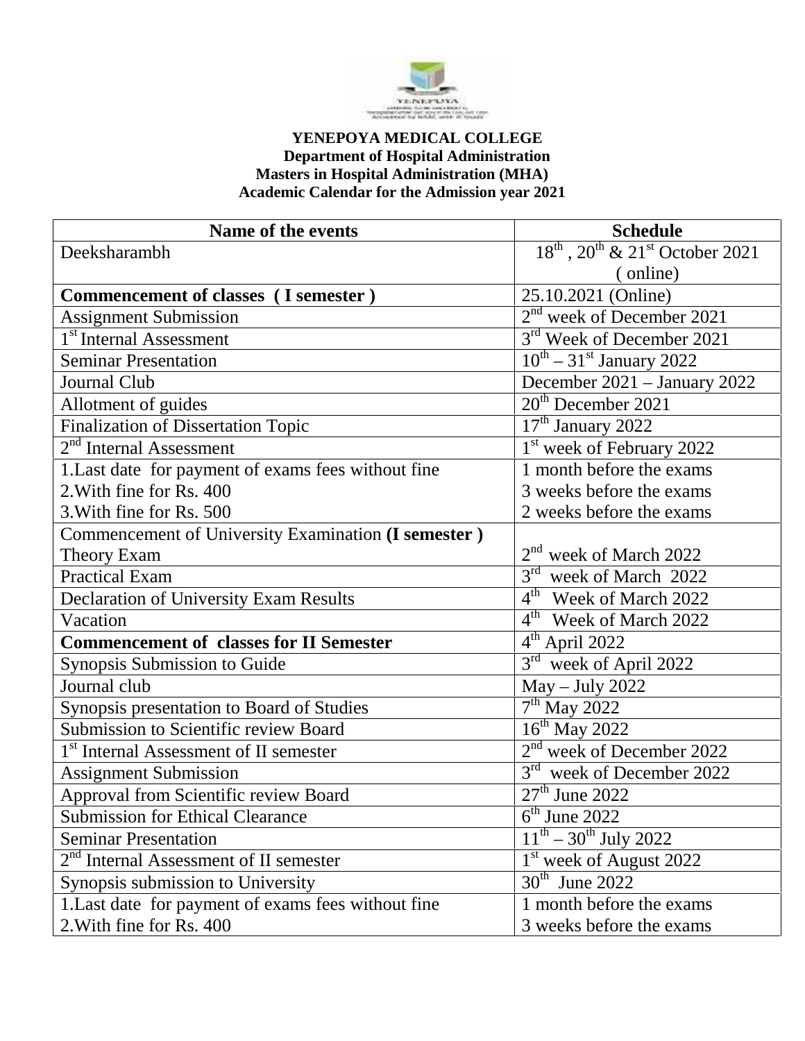**YENEPOYA MEDICAL COLLEGE**
**Department of Hospital Administration**
**Masters in Hospital Administration (MHA)**
**Academic Calendar for the Admission year 2021**

| Name of the events | Schedule |
|---|---|
| Deeksharambh | 18th, 20th & 21st October 2021 ( online) |
| **Commencement of classes ( I semester )** | 25.10.2021 (Online) |
| Assignment Submission | 2nd week of December 2021 |
| 1st Internal Assessment | 3rd Week of December 2021 |
| Seminar Presentation | 10th – 31st January 2022 |
| Journal Club | December 2021 – January 2022 |
| Allotment of guides | 20th December 2021 |
| Finalization of Dissertation Topic | 17th January 2022 |
| 2nd Internal Assessment | 1st week of February 2022 |
| 1.Last date for payment of exams fees without fine<br>2.With fine for Rs. 400<br>3.With fine for Rs. 500 | 1 month before the exams<br>3 weeks before the exams<br>2 weeks before the exams |
| Commencement of University Examination **(I semester )**<br>Theory Exam | <br>2nd week of March 2022 |
| Practical Exam | 3rd week of March 2022 |
| Declaration of University Exam Results | 4th Week of March 2022 |
| Vacation | 4th Week of March 2022 |
| **Commencement of classes for II Semester** | 4th April 2022 |
| Synopsis Submission to Guide | 3rd week of April 2022 |
| Journal club | May – July 2022 |
| Synopsis presentation to Board of Studies | 7th May 2022 |
| Submission to Scientific review Board | 16th May 2022 |
| 1st Internal Assessment of II semester | 2nd week of December 2022 |
| Assignment Submission | 3rd week of December 2022 |
| Approval from Scientific review Board | 27th June 2022 |
| Submission for Ethical Clearance | 6th June 2022 |
| Seminar Presentation | 11th – 30th July 2022 |
| 2nd Internal Assessment of II semester | 1st week of August 2022 |
| Synopsis submission to University | 30th June 2022 |
| 1.Last date for payment of exams fees without fine<br>2.With fine for Rs. 400 | 1 month before the exams<br>3 weeks before the exams |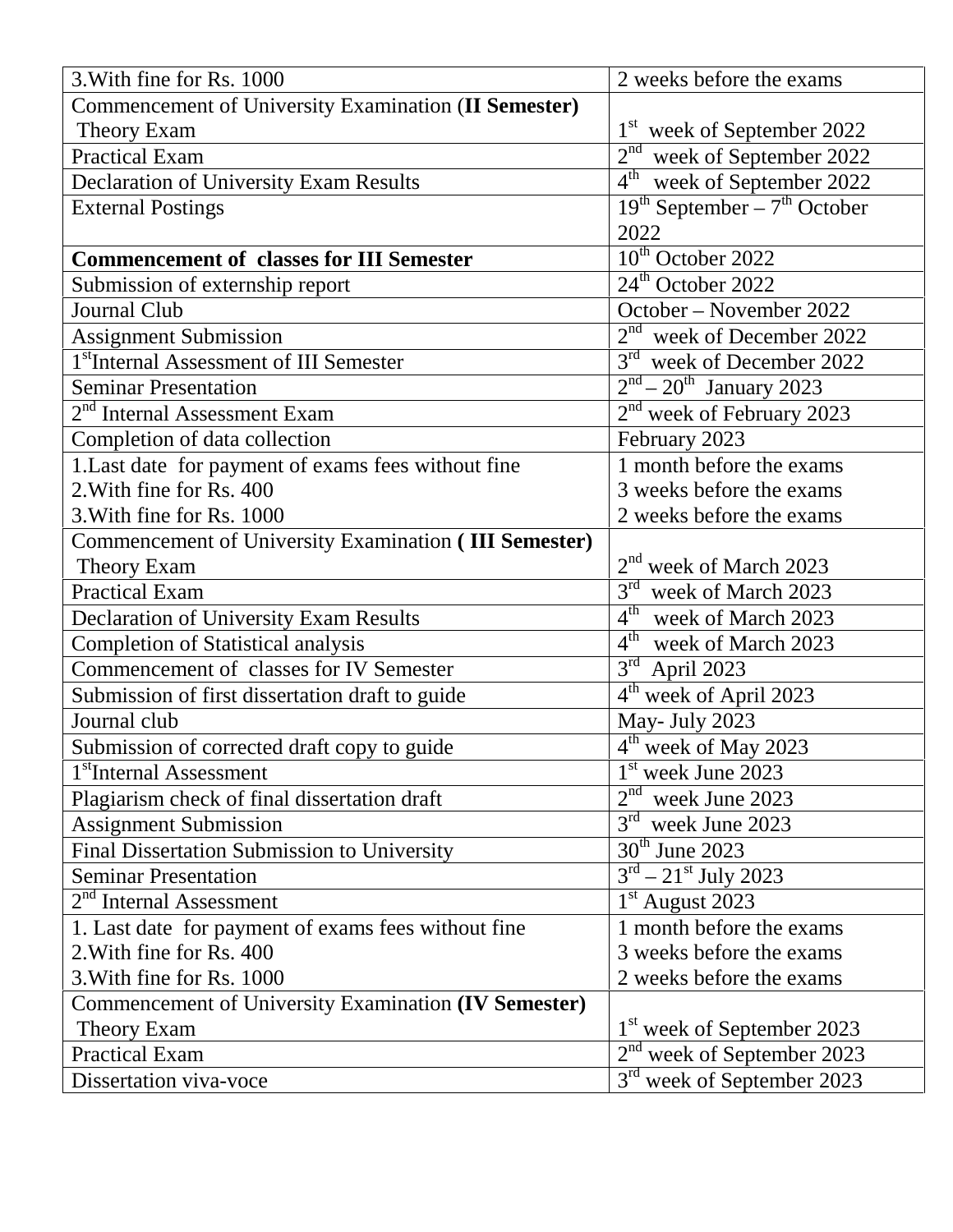| | |
|---|---|
| 3.With fine for Rs. 1000 | 2 weeks before the exams |
| Commencement of University Examination (**II Semester**)<br>Theory Exam | 1st week of September 2022 |
| Practical Exam | 2nd week of September 2022 |
| Declaration of University Exam Results | 4th week of September 2022 |
| External Postings | 19th September – 7th October 2022 |
| **Commencement of classes for III Semester** | 10th October 2022 |
| Submission of externship report | 24th October 2022 |
| Journal Club | October – November 2022 |
| Assignment Submission | 2nd week of December 2022 |
| 1st Internal Assessment of III Semester | 3rd week of December 2022 |
| Seminar Presentation | 2nd – 20th January 2023 |
| 2nd Internal Assessment Exam | 2nd week of February 2023 |
| Completion of data collection | February 2023 |
| 1.Last date for payment of exams fees without fine<br>2.With fine for Rs. 400<br>3.With fine for Rs. 1000 | 1 month before the exams<br>3 weeks before the exams<br>2 weeks before the exams |
| Commencement of University Examination **( III Semester)**<br>Theory Exam | 2nd week of March 2023 |
| Practical Exam | 3rd week of March 2023 |
| Declaration of University Exam Results | 4th week of March 2023 |
| Completion of Statistical analysis | 4th week of March 2023 |
| Commencement of classes for IV Semester | 3rd April 2023 |
| Submission of first dissertation draft to guide | 4th week of April 2023 |
| Journal club | May- July 2023 |
| Submission of corrected draft copy to guide | 4th week of May 2023 |
| 1st Internal Assessment | 1st week June 2023 |
| Plagiarism check of final dissertation draft | 2nd week June 2023 |
| Assignment Submission | 3rd week June 2023 |
| Final Dissertation Submission to University | 30th June 2023 |
| Seminar Presentation | 3rd – 21st July 2023 |
| 2nd Internal Assessment | 1st August 2023 |
| 1. Last date for payment of exams fees without fine<br>2.With fine for Rs. 400<br>3.With fine for Rs. 1000 | 1 month before the exams<br>3 weeks before the exams<br>2 weeks before the exams |
| Commencement of University Examination **(IV Semester)**<br>Theory Exam | 1st week of September 2023 |
| Practical Exam | 2nd week of September 2023 |
| Dissertation viva-voce | 3rd week of September 2023 |